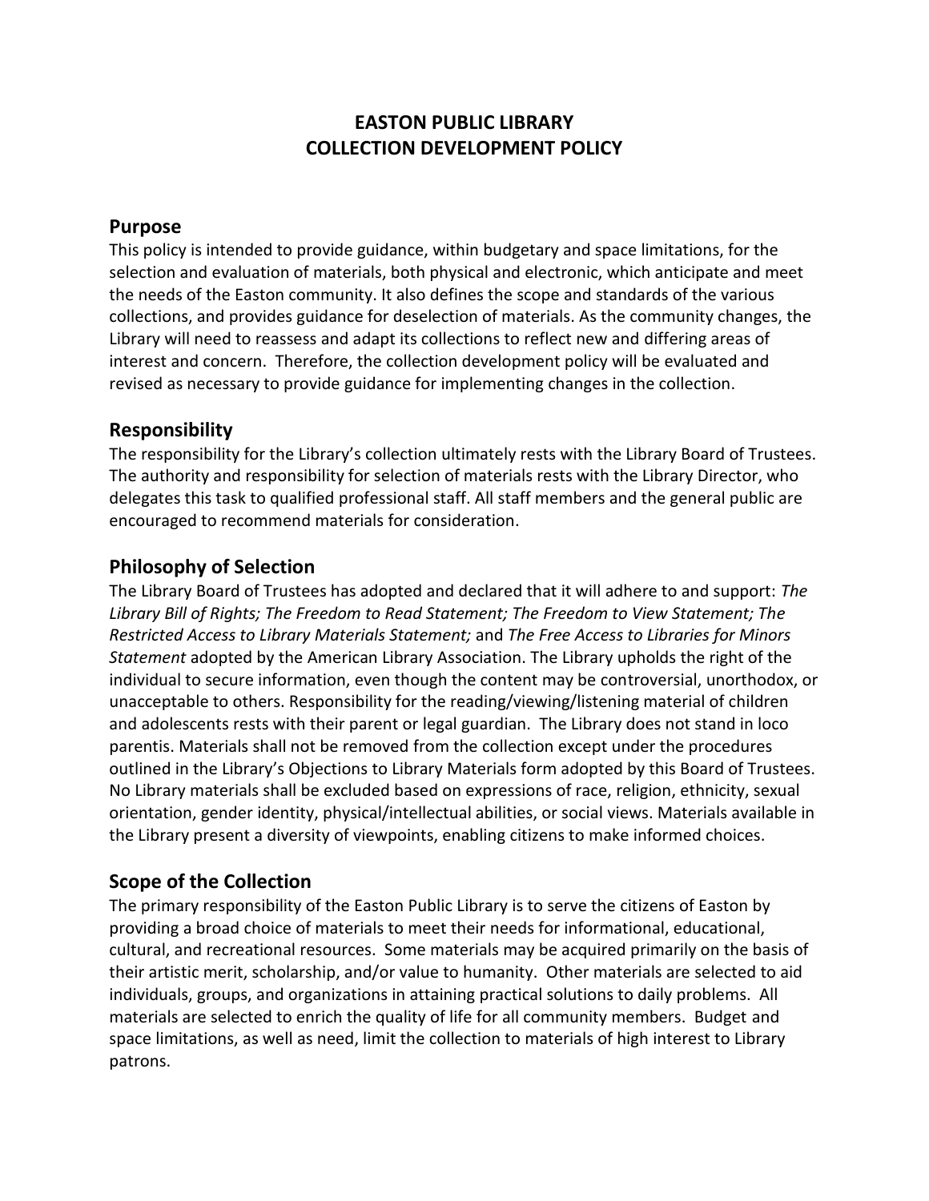# EASTON PUBLIC LIBRARY
# COLLECTION DEVELOPMENT POLICY

## Purpose

This policy is intended to provide guidance, within budgetary and space limitations, for the selection and evaluation of materials, both physical and electronic, which anticipate and meet the needs of the Easton community. It also defines the scope and standards of the various collections, and provides guidance for deselection of materials. As the community changes, the Library will need to reassess and adapt its collections to reflect new and differing areas of interest and concern. Therefore, the collection development policy will be evaluated and revised as necessary to provide guidance for implementing changes in the collection.

## Responsibility

The responsibility for the Library's collection ultimately rests with the Library Board of Trustees. The authority and responsibility for selection of materials rests with the Library Director, who delegates this task to qualified professional staff. All staff members and the general public are encouraged to recommend materials for consideration.

## Philosophy of Selection

The Library Board of Trustees has adopted and declared that it will adhere to and support: *The Library Bill of Rights; The Freedom to Read Statement; The Freedom to View Statement; The Restricted Access to Library Materials Statement;* and *The Free Access to Libraries for Minors Statement* adopted by the American Library Association. The Library upholds the right of the individual to secure information, even though the content may be controversial, unorthodox, or unacceptable to others. Responsibility for the reading/viewing/listening material of children and adolescents rests with their parent or legal guardian. The Library does not stand in loco parentis. Materials shall not be removed from the collection except under the procedures outlined in the Library's Objections to Library Materials form adopted by this Board of Trustees. No Library materials shall be excluded based on expressions of race, religion, ethnicity, sexual orientation, gender identity, physical/intellectual abilities, or social views. Materials available in the Library present a diversity of viewpoints, enabling citizens to make informed choices.

## Scope of the Collection

The primary responsibility of the Easton Public Library is to serve the citizens of Easton by providing a broad choice of materials to meet their needs for informational, educational, cultural, and recreational resources. Some materials may be acquired primarily on the basis of their artistic merit, scholarship, and/or value to humanity. Other materials are selected to aid individuals, groups, and organizations in attaining practical solutions to daily problems. All materials are selected to enrich the quality of life for all community members. Budget and space limitations, as well as need, limit the collection to materials of high interest to Library patrons.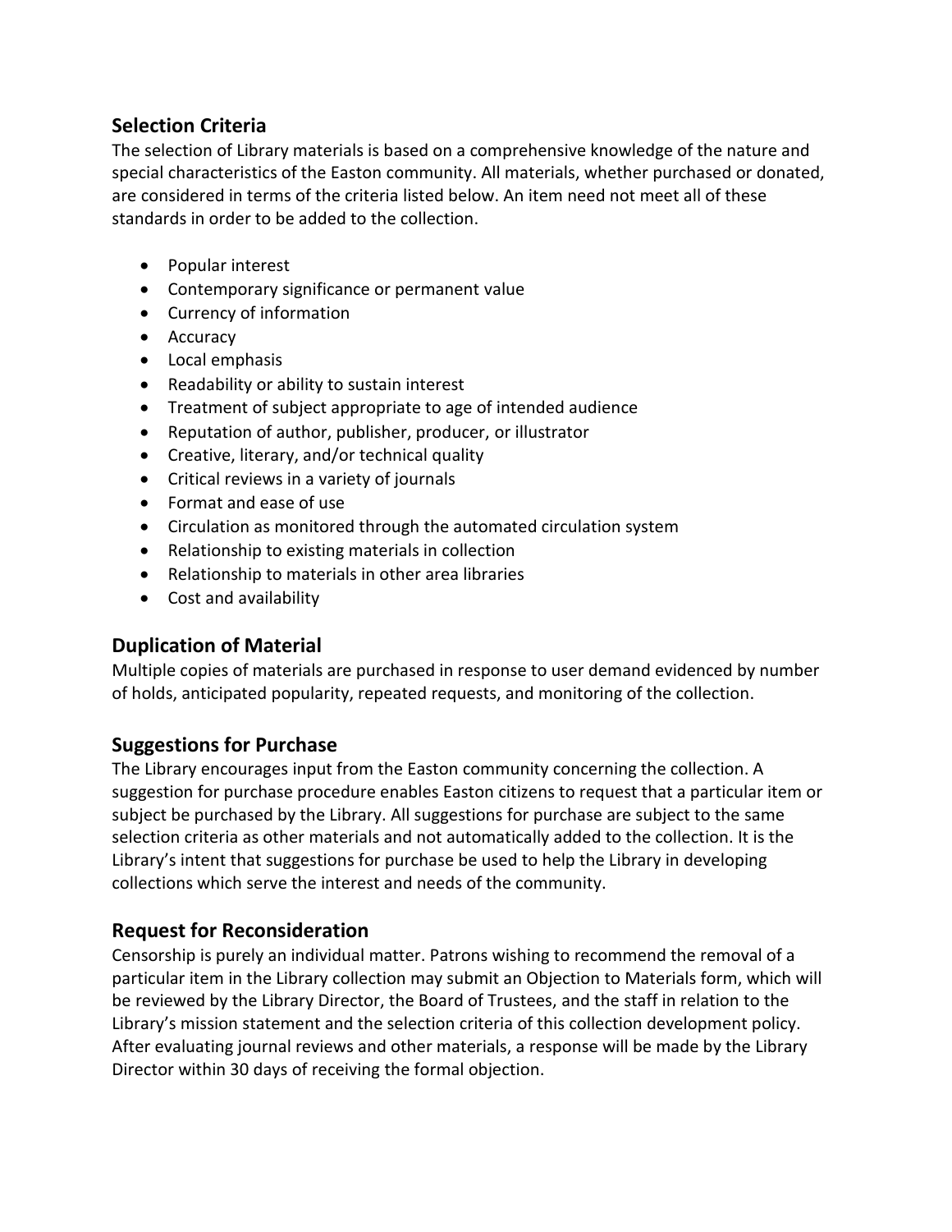## Selection Criteria

The selection of Library materials is based on a comprehensive knowledge of the nature and special characteristics of the Easton community. All materials, whether purchased or donated, are considered in terms of the criteria listed below. An item need not meet all of these standards in order to be added to the collection.

- Popular interest
- Contemporary significance or permanent value
- Currency of information
- Accuracy
- Local emphasis
- Readability or ability to sustain interest
- Treatment of subject appropriate to age of intended audience
- Reputation of author, publisher, producer, or illustrator
- Creative, literary, and/or technical quality
- Critical reviews in a variety of journals
- Format and ease of use
- Circulation as monitored through the automated circulation system
- Relationship to existing materials in collection
- Relationship to materials in other area libraries
- Cost and availability

## Duplication of Material

Multiple copies of materials are purchased in response to user demand evidenced by number of holds, anticipated popularity, repeated requests, and monitoring of the collection.

## Suggestions for Purchase

The Library encourages input from the Easton community concerning the collection. A suggestion for purchase procedure enables Easton citizens to request that a particular item or subject be purchased by the Library. All suggestions for purchase are subject to the same selection criteria as other materials and not automatically added to the collection. It is the Library's intent that suggestions for purchase be used to help the Library in developing collections which serve the interest and needs of the community.

## Request for Reconsideration

Censorship is purely an individual matter. Patrons wishing to recommend the removal of a particular item in the Library collection may submit an Objection to Materials form, which will be reviewed by the Library Director, the Board of Trustees, and the staff in relation to the Library's mission statement and the selection criteria of this collection development policy. After evaluating journal reviews and other materials, a response will be made by the Library Director within 30 days of receiving the formal objection.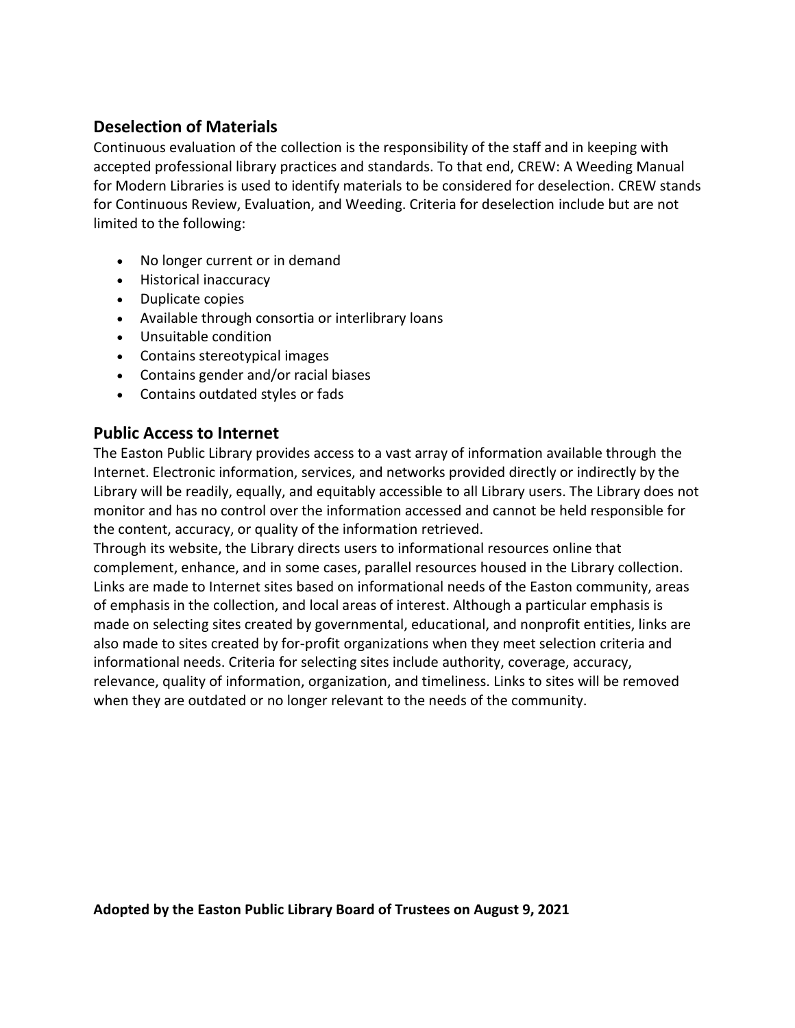## Deselection of Materials

Continuous evaluation of the collection is the responsibility of the staff and in keeping with accepted professional library practices and standards. To that end, CREW: A Weeding Manual for Modern Libraries is used to identify materials to be considered for deselection. CREW stands for Continuous Review, Evaluation, and Weeding. Criteria for deselection include but are not limited to the following:

- No longer current or in demand
- Historical inaccuracy
- Duplicate copies
- Available through consortia or interlibrary loans
- Unsuitable condition
- Contains stereotypical images
- Contains gender and/or racial biases
- Contains outdated styles or fads

## Public Access to Internet

The Easton Public Library provides access to a vast array of information available through the Internet. Electronic information, services, and networks provided directly or indirectly by the Library will be readily, equally, and equitably accessible to all Library users. The Library does not monitor and has no control over the information accessed and cannot be held responsible for the content, accuracy, or quality of the information retrieved.

Through its website, the Library directs users to informational resources online that complement, enhance, and in some cases, parallel resources housed in the Library collection. Links are made to Internet sites based on informational needs of the Easton community, areas of emphasis in the collection, and local areas of interest. Although a particular emphasis is made on selecting sites created by governmental, educational, and nonprofit entities, links are also made to sites created by for-profit organizations when they meet selection criteria and informational needs. Criteria for selecting sites include authority, coverage, accuracy, relevance, quality of information, organization, and timeliness. Links to sites will be removed when they are outdated or no longer relevant to the needs of the community.

**Adopted by the Easton Public Library Board of Trustees on August 9, 2021**